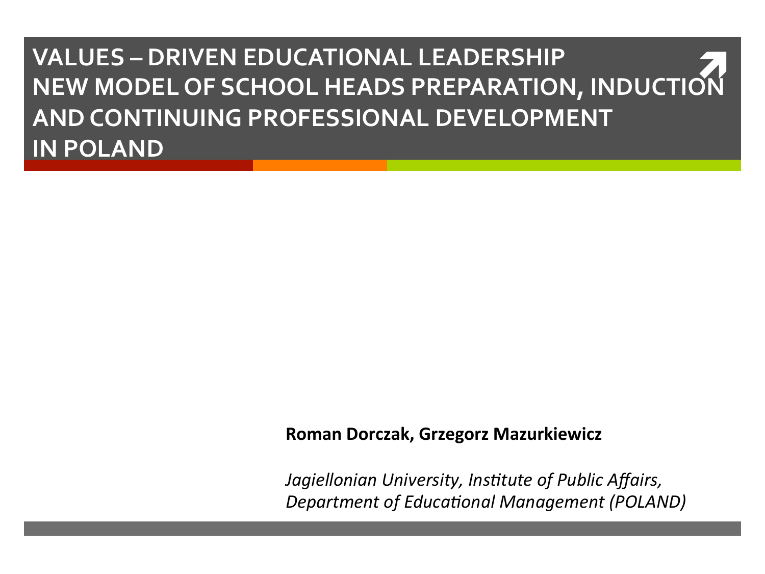# VALUES – DRIVEN EDUCATIONAL LEADERSHIP NEW MODEL OF SCHOOL HEADS PREPARATION, INDUCTION AND CONTINUING PROFESSIONAL DEVELOPMENT IN POLAND

**Roman Dorczak, Grzegorz Mazurkiewicz**

*Jagiellonian University, Institute of Public Affairs, Department of Educational Management (POLAND)*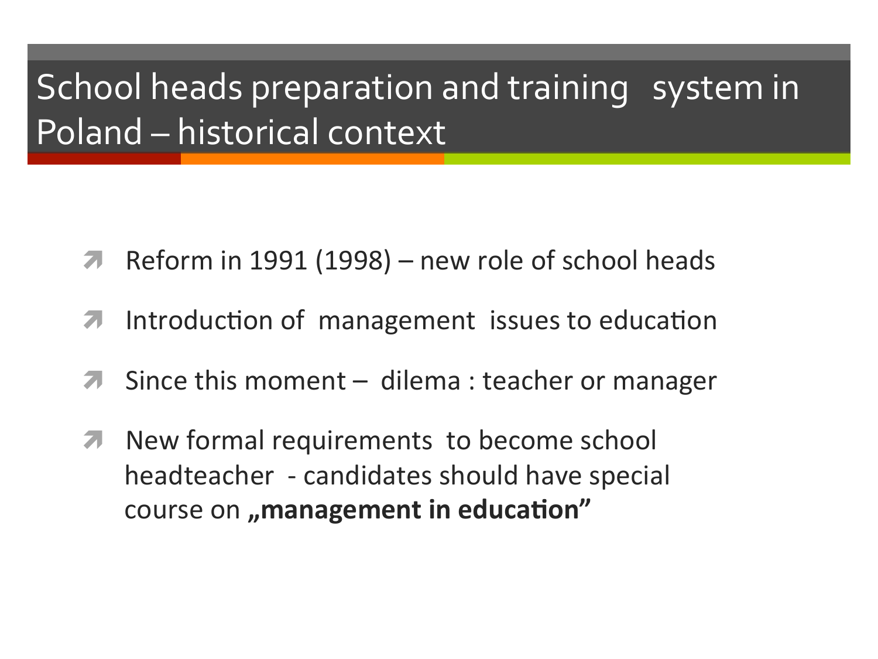# School heads preparation and training system in Poland – historical context

- Reform in 1991 (1998) – new role of school heads
- Introduction of management issues to education
- Since this moment – dilema : teacher or manager
- New formal requirements to become school headteacher - candidates should have special course on **„management in education"**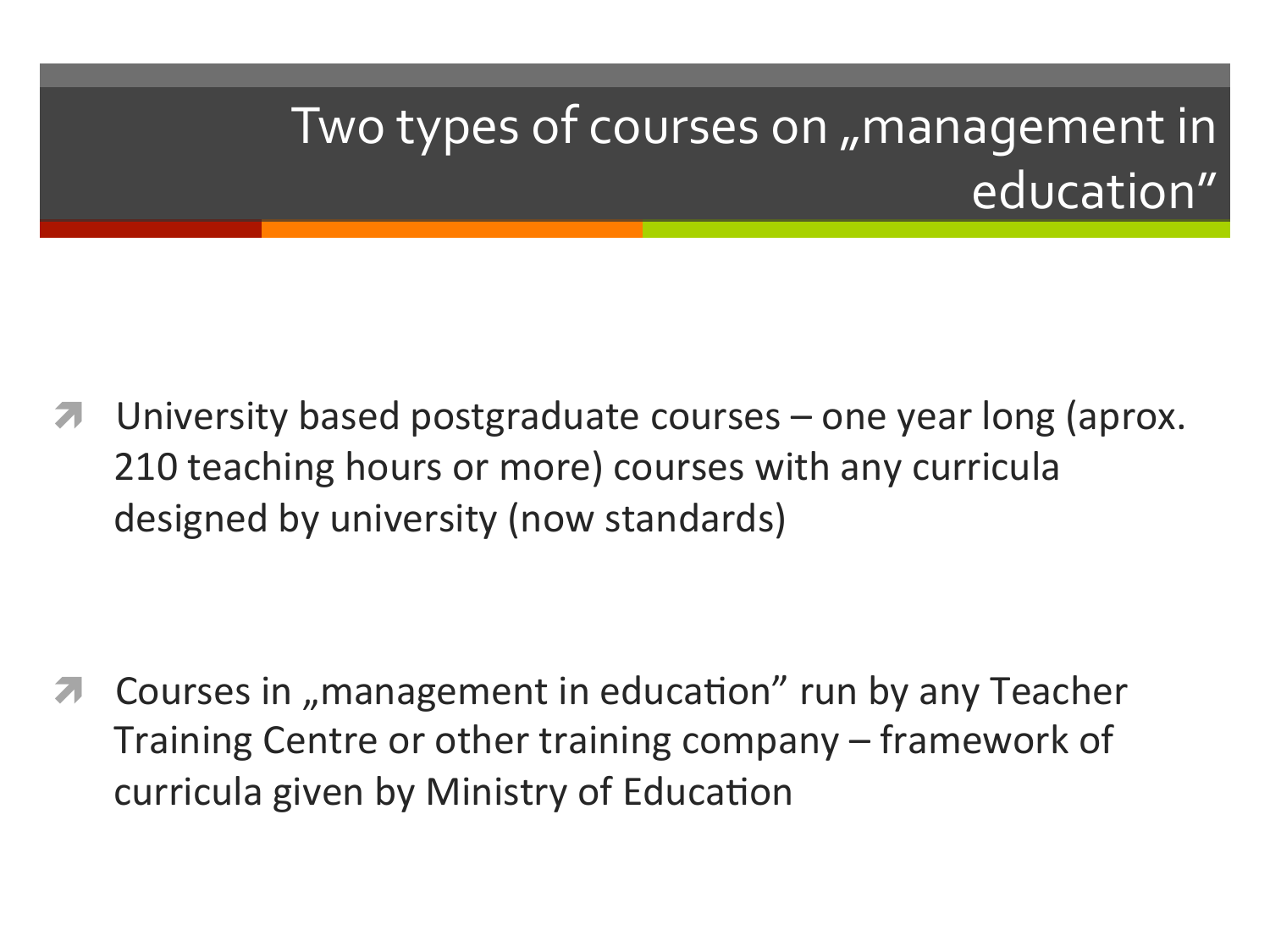# Two types of courses on „management in education"

- University based postgraduate courses – one year long (aprox. 210 teaching hours or more) courses with any curricula designed by university (now standards)

- Courses in „management in education" run by any Teacher Training Centre or other training company – framework of curricula given by Ministry of Education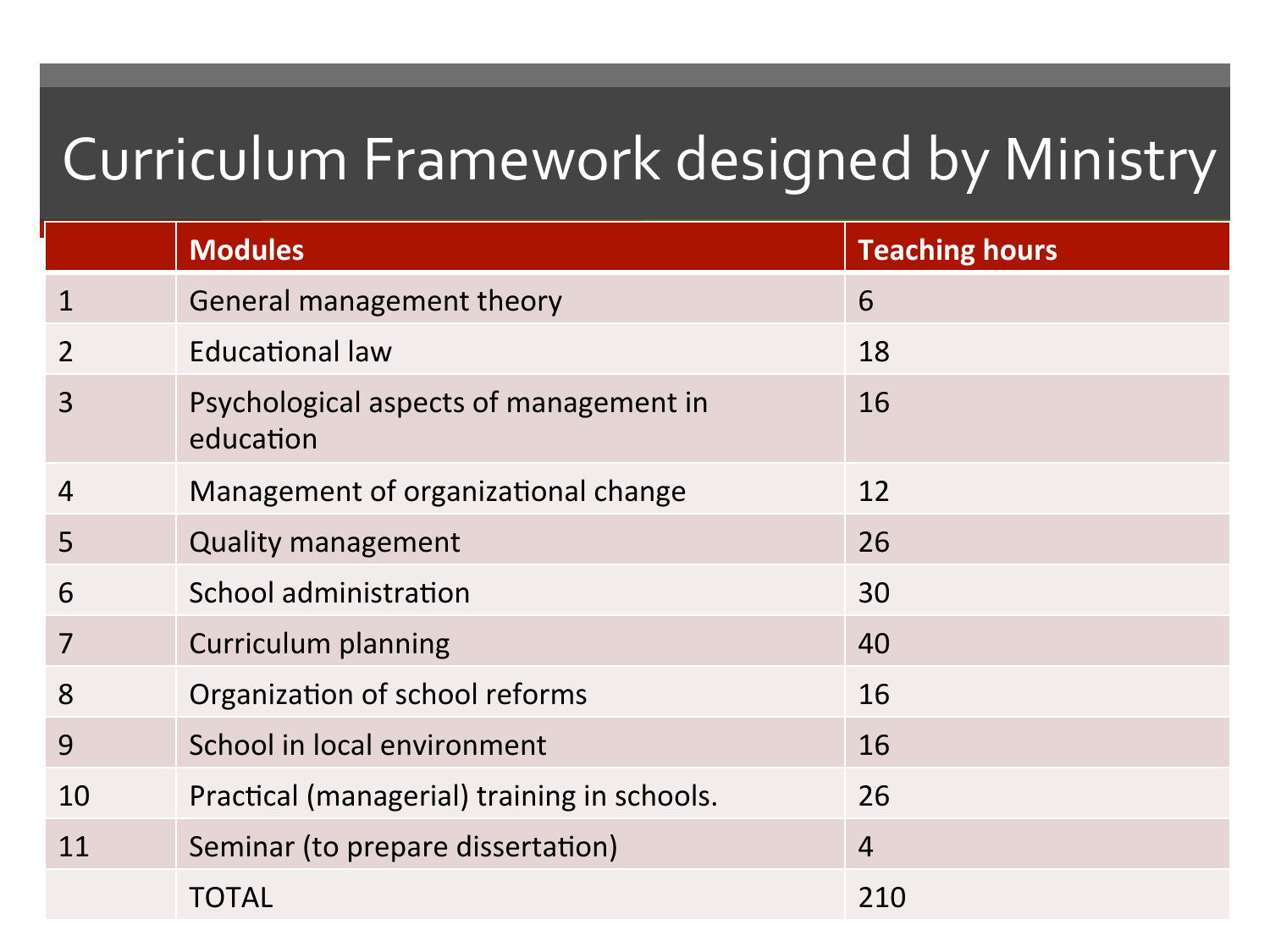# Curriculum Framework designed by Ministry

| | Modules | Teaching hours |
|---|---|---|
| 1 | General management theory | 6 |
| 2 | Educational law | 18 |
| 3 | Psychological aspects of management in education | 16 |
| 4 | Management of organizational change | 12 |
| 5 | Quality management | 26 |
| 6 | School administration | 30 |
| 7 | Curriculum planning | 40 |
| 8 | Organization of school reforms | 16 |
| 9 | School in local environment | 16 |
| 10 | Practical (managerial) training in schools. | 26 |
| 11 | Seminar (to prepare dissertation) | 4 |
| | TOTAL | 210 |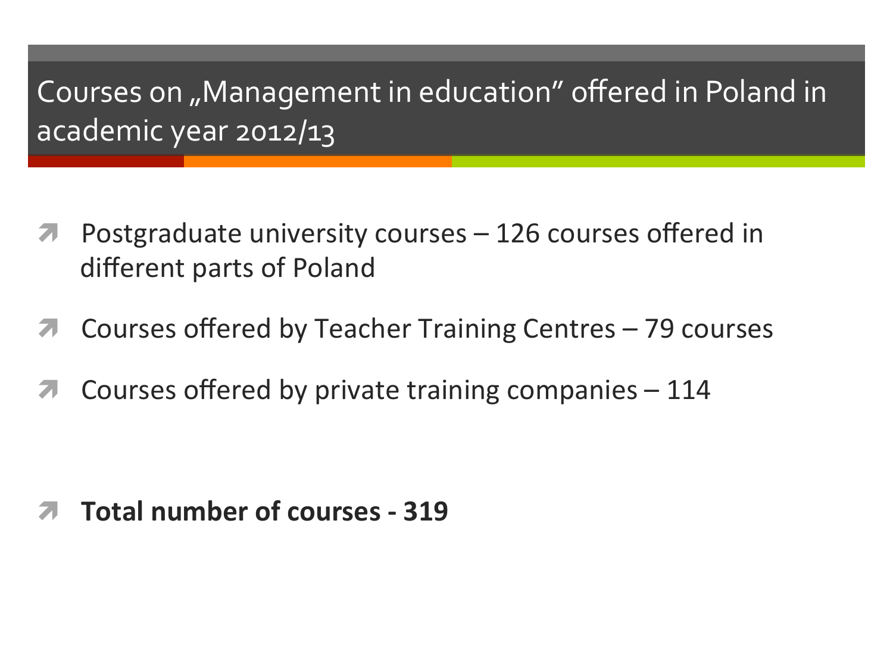# Courses on „Management in education" offered in Poland in academic year 2012/13

- Postgraduate university courses – 126 courses offered in different parts of Poland
- Courses offered by Teacher Training Centres – 79 courses
- Courses offered by private training companies – 114

- **Total number of courses - 319**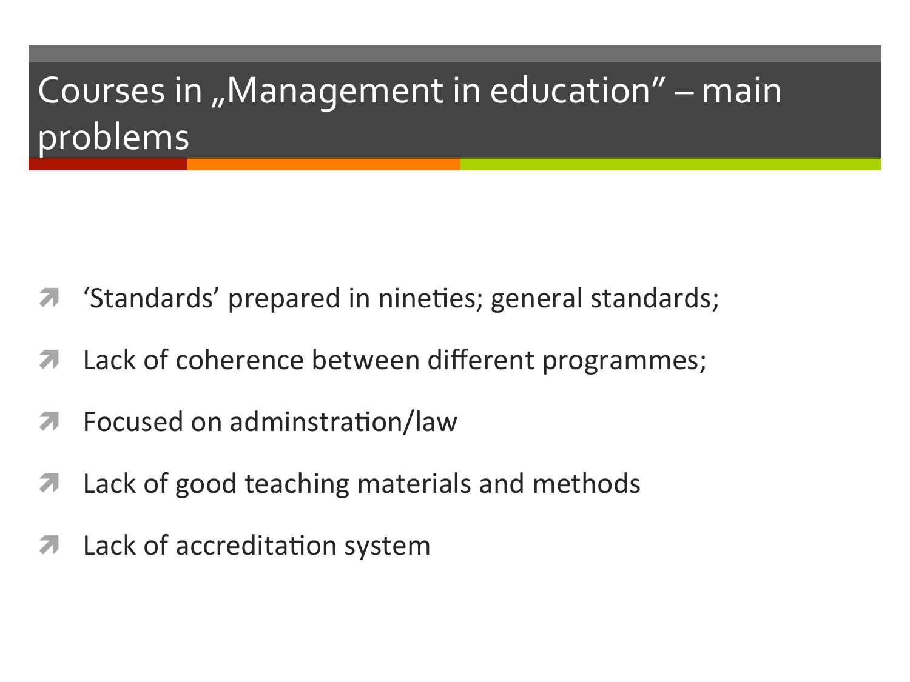# Courses in „Management in education" – main problems

- 'Standards' prepared in nineties; general standards;
- Lack of coherence between different programmes;
- Focused on adminstration/law
- Lack of good teaching materials and methods
- Lack of accreditation system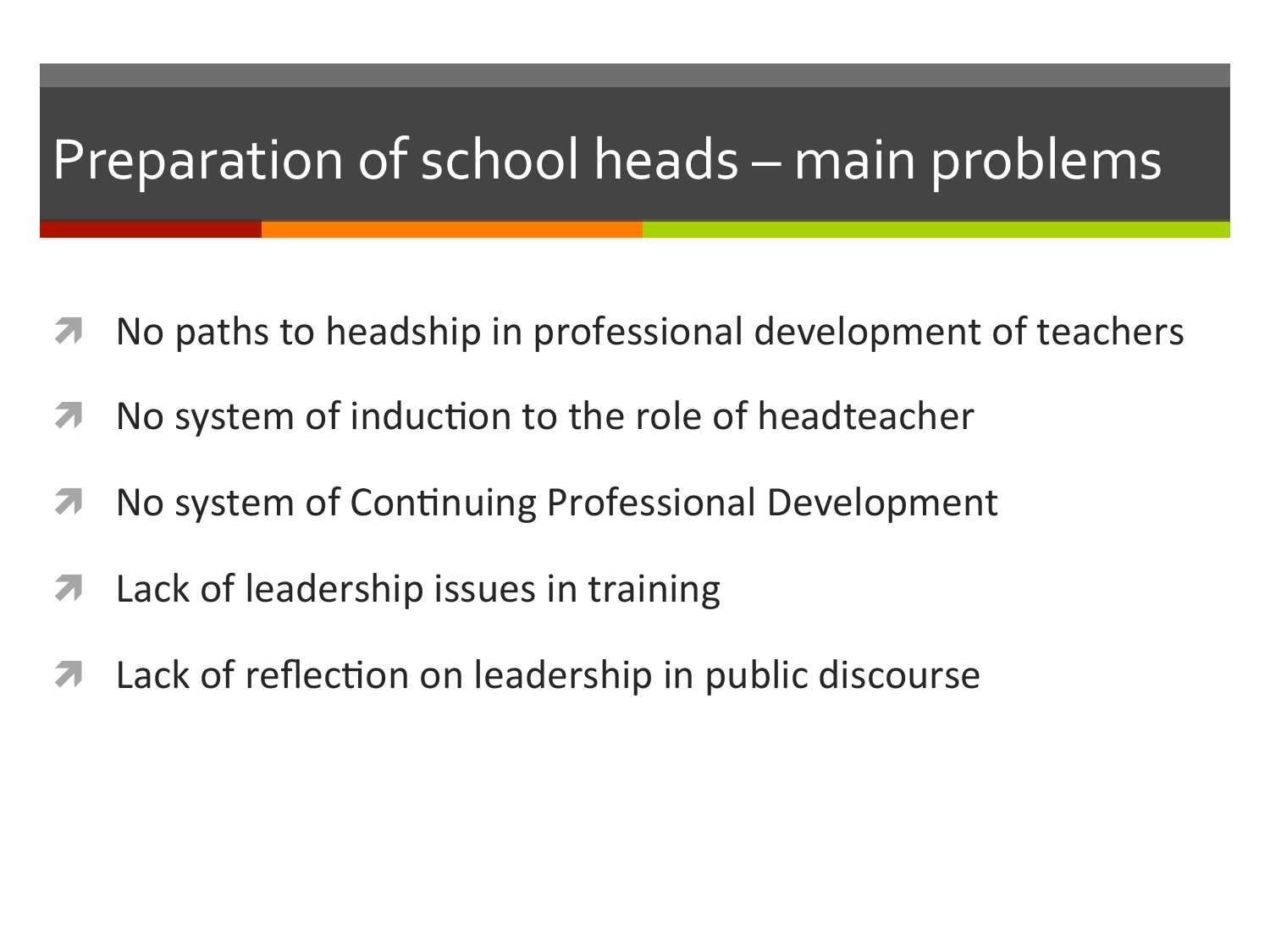# Preparation of school heads – main problems

- No paths to headship in professional development of teachers
- No system of induction to the role of headteacher
- No system of Continuing Professional Development
- Lack of leadership issues in training
- Lack of reflection on leadership in public discourse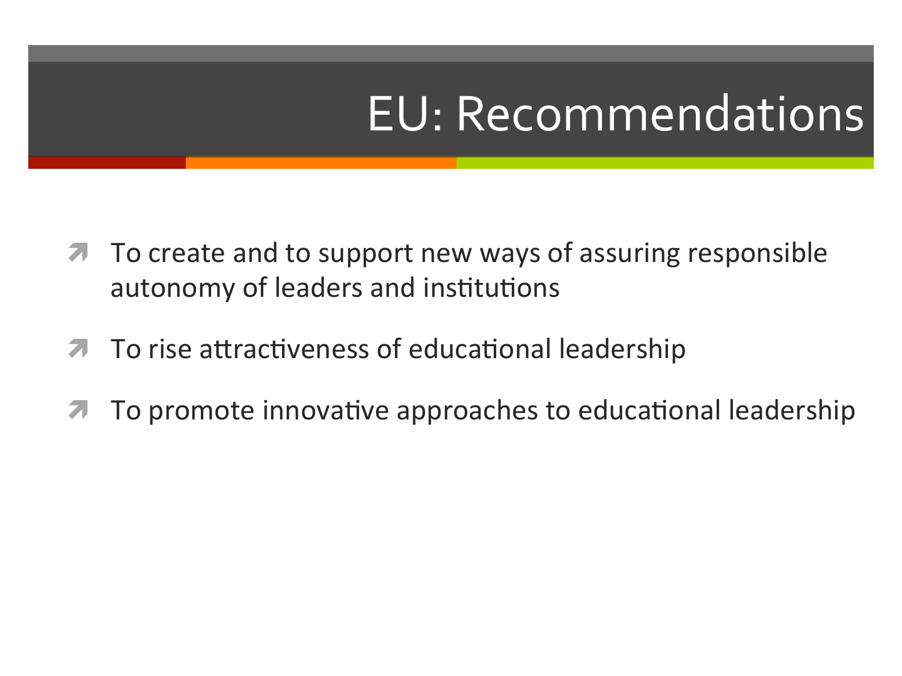# EU: Recommendations

- To create and to support new ways of assuring responsible autonomy of leaders and institutions
- To rise attractiveness of educational leadership
- To promote innovative approaches to educational leadership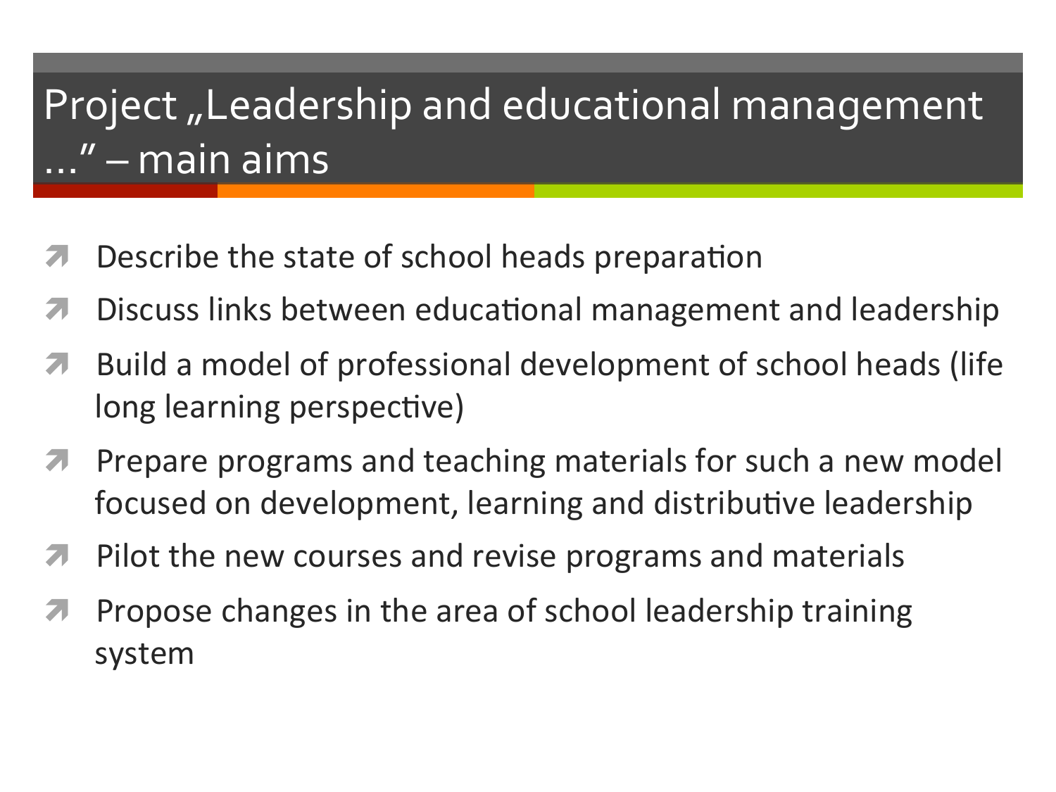# Project „Leadership and educational management ..." – main aims

- Describe the state of school heads preparation
- Discuss links between educational management and leadership
- Build a model of professional development of school heads (life long learning perspective)
- Prepare programs and teaching materials for such a new model focused on development, learning and distributive leadership
- Pilot the new courses and revise programs and materials
- Propose changes in the area of school leadership training system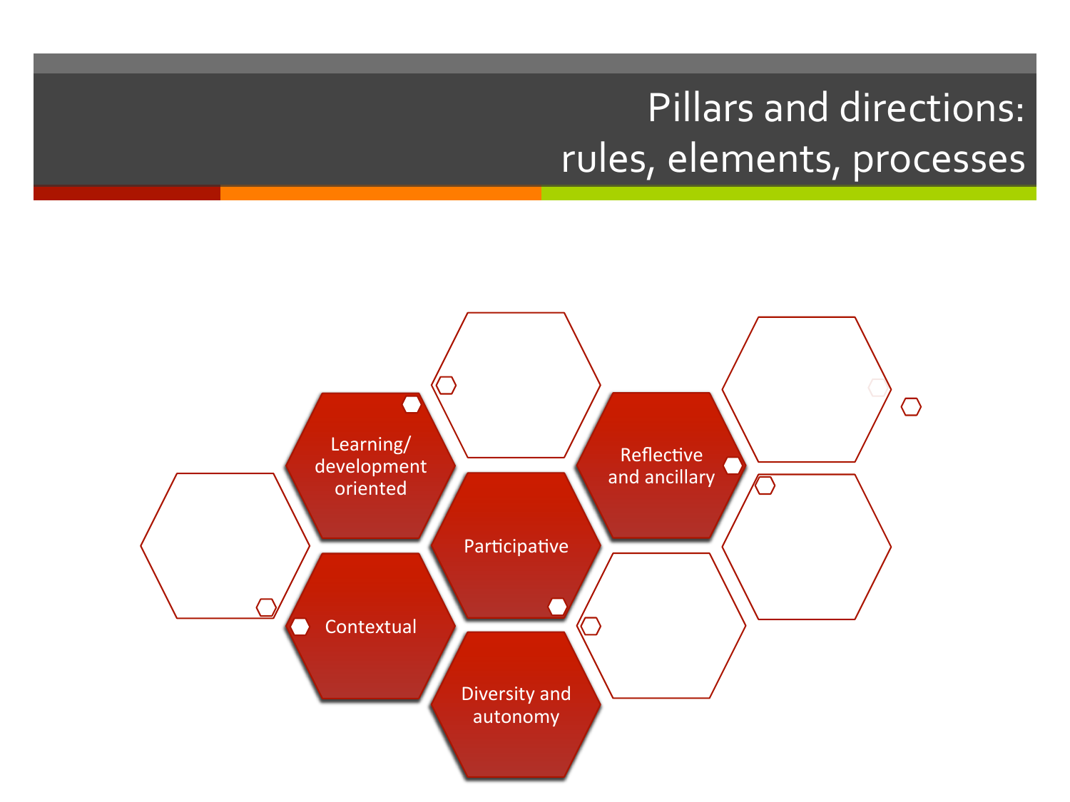# Pillars and directions: rules, elements, processes

- Learning/ development oriented
- Participative
- Reflective and ancillary
- Contextual
- Diversity and autonomy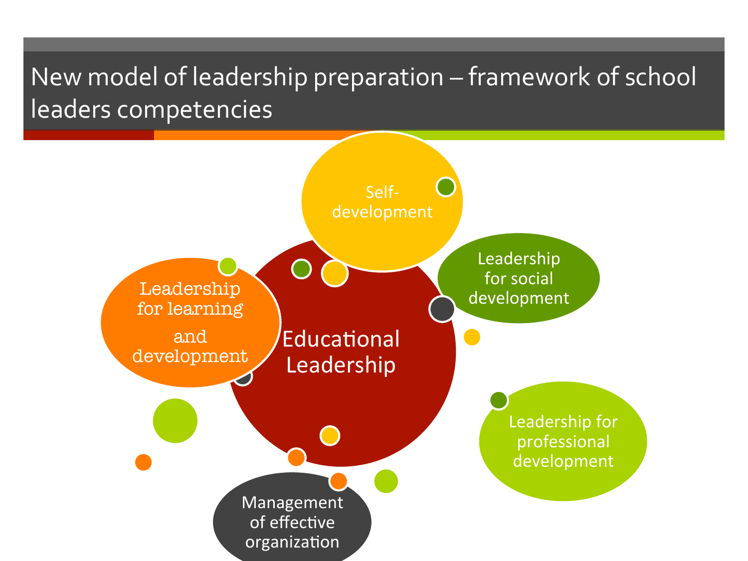# New model of leadership preparation – framework of school leaders competencies

- Educational Leadership
- Self-development
- Leadership for social development
- Leadership for professional development
- Management of effective organization
- Leadership for learning and development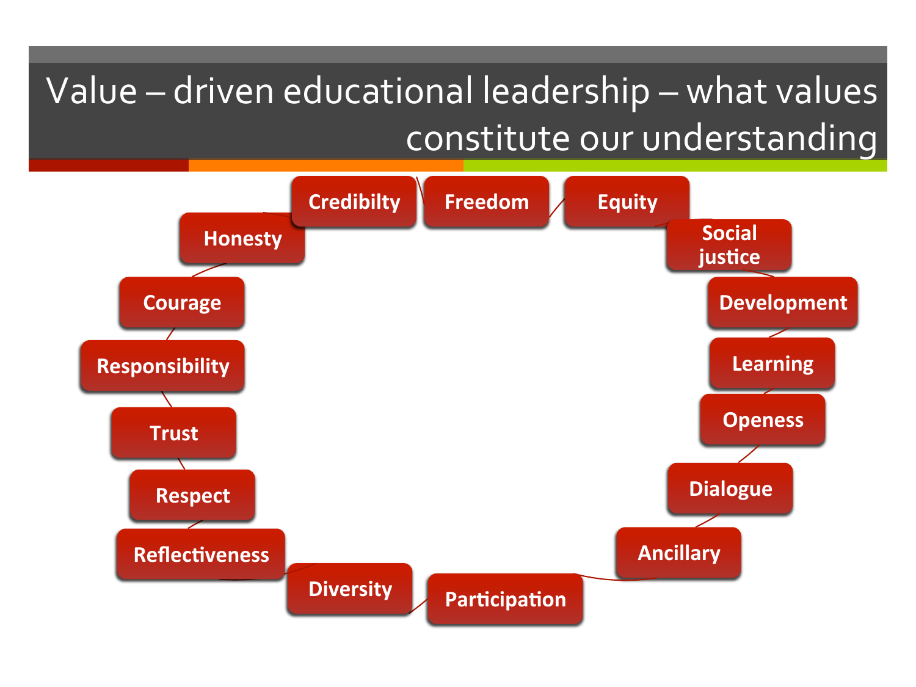# Value – driven educational leadership – what values constitute our understanding

- Credibilty
- Freedom
- Equity
- Social justice
- Development
- Learning
- Openess
- Dialogue
- Ancillary
- Participation
- Diversity
- Reflectiveness
- Respect
- Trust
- Responsibility
- Courage
- Honesty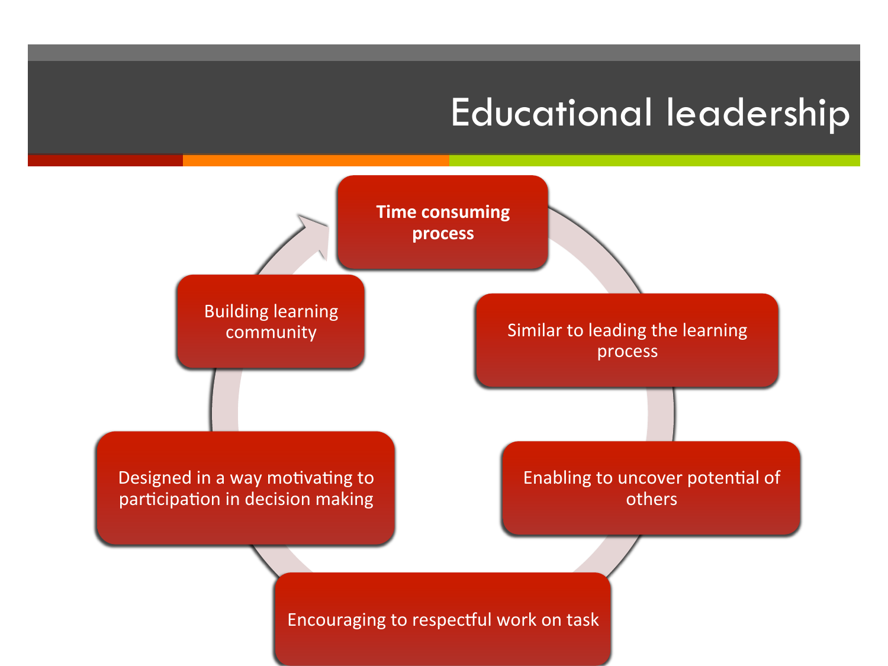# Educational leadership

Time consuming process

Similar to leading the learning process

Enabling to uncover potential of others

Encouraging to respectful work on task

Designed in a way motivating to participation in decision making

Building learning community